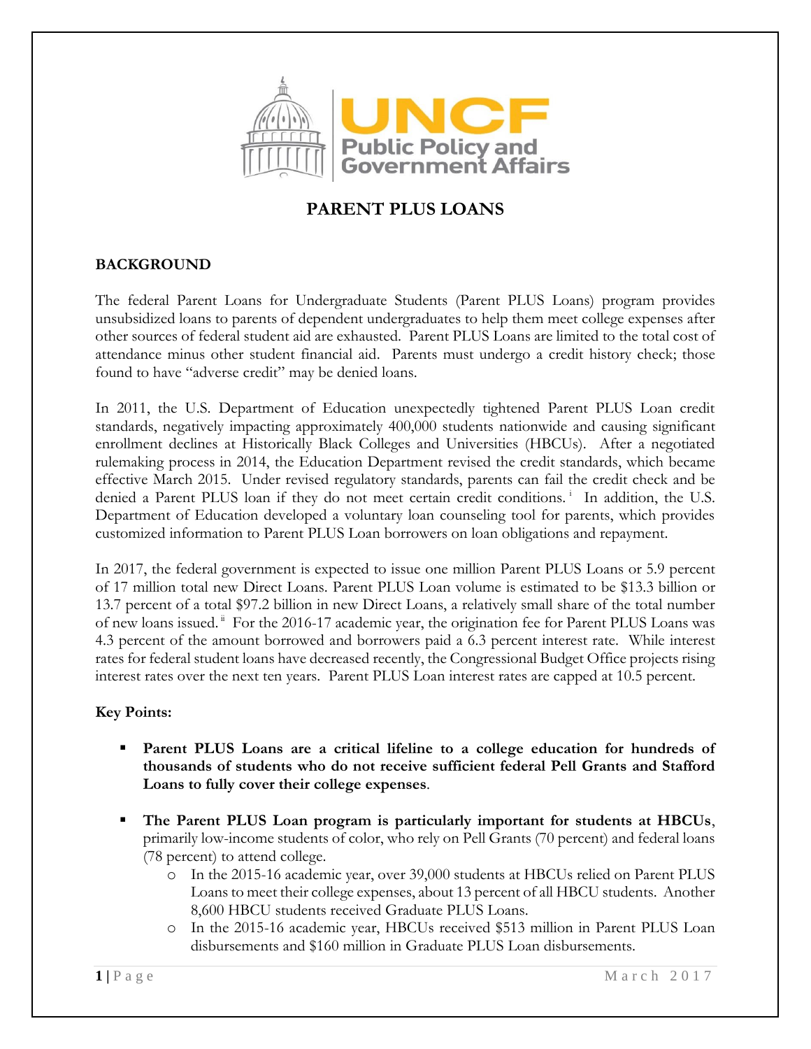UNCF

Public Policy and Government Affairs

# PARENT PLUS LOANS

## BACKGROUND

The federal Parent Loans for Undergraduate Students (Parent PLUS Loans) program provides unsubsidized loans to parents of dependent undergraduates to help them meet college expenses after other sources of federal student aid are exhausted. Parent PLUS Loans are limited to the total cost of attendance minus other student financial aid. Parents must undergo a credit history check; those found to have "adverse credit" may be denied loans.

In 2011, the U.S. Department of Education unexpectedly tightened Parent PLUS Loan credit standards, negatively impacting approximately 400,000 students nationwide and causing significant enrollment declines at Historically Black Colleges and Universities (HBCUs). After a negotiated rulemaking process in 2014, the Education Department revised the credit standards, which became effective March 2015. Under revised regulatory standards, parents can fail the credit check and be denied a Parent PLUS loan if they do not meet certain credit conditions.[i] In addition, the U.S. Department of Education developed a voluntary loan counseling tool for parents, which provides customized information to Parent PLUS Loan borrowers on loan obligations and repayment.

In 2017, the federal government is expected to issue one million Parent PLUS Loans or 5.9 percent of 17 million total new Direct Loans. Parent PLUS Loan volume is estimated to be $13.3 billion or 13.7 percent of a total $97.2 billion in new Direct Loans, a relatively small share of the total number of new loans issued.[ii] For the 2016-17 academic year, the origination fee for Parent PLUS Loans was 4.3 percent of the amount borrowed and borrowers paid a 6.3 percent interest rate. While interest rates for federal student loans have decreased recently, the Congressional Budget Office projects rising interest rates over the next ten years. Parent PLUS Loan interest rates are capped at 10.5 percent.

**Key Points:**

- **Parent PLUS Loans are a critical lifeline to a college education for hundreds of thousands of students who do not receive sufficient federal Pell Grants and Stafford Loans to fully cover their college expenses**.
- **The Parent PLUS Loan program is particularly important for students at HBCUs**, primarily low-income students of color, who rely on Pell Grants (70 percent) and federal loans (78 percent) to attend college.
  - In the 2015-16 academic year, over 39,000 students at HBCUs relied on Parent PLUS Loans to meet their college expenses, about 13 percent of all HBCU students. Another 8,600 HBCU students received Graduate PLUS Loans.
  - In the 2015-16 academic year, HBCUs received $513 million in Parent PLUS Loan disbursements and $160 million in Graduate PLUS Loan disbursements.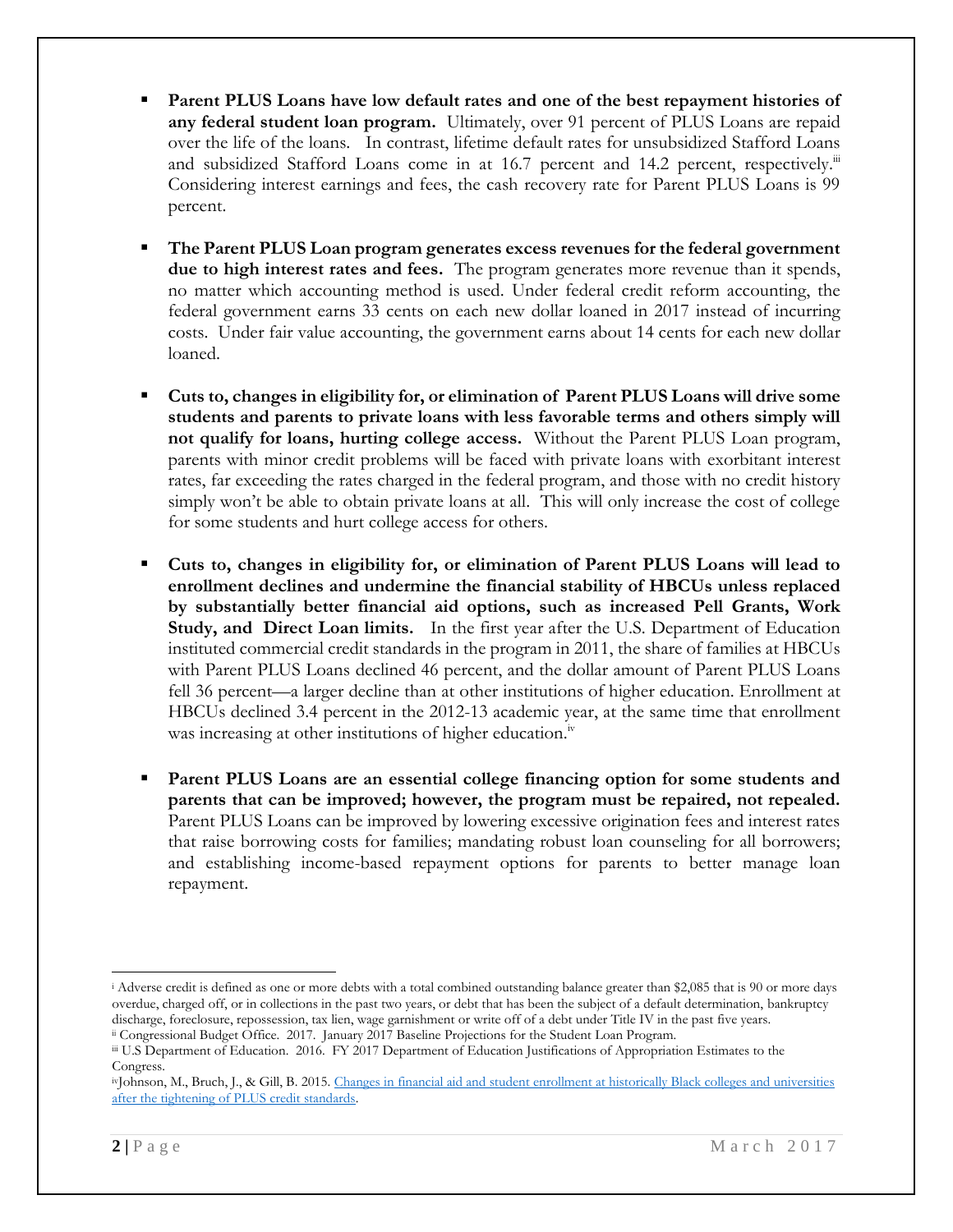- **Parent PLUS Loans have low default rates and one of the best repayment histories of any federal student loan program.** Ultimately, over 91 percent of PLUS Loans are repaid over the life of the loans. In contrast, lifetime default rates for unsubsidized Stafford Loans and subsidized Stafford Loans come in at 16.7 percent and 14.2 percent, respectively.[iii] Considering interest earnings and fees, the cash recovery rate for Parent PLUS Loans is 99 percent.

- **The Parent PLUS Loan program generates excess revenues for the federal government due to high interest rates and fees.** The program generates more revenue than it spends, no matter which accounting method is used. Under federal credit reform accounting, the federal government earns 33 cents on each new dollar loaned in 2017 instead of incurring costs. Under fair value accounting, the government earns about 14 cents for each new dollar loaned.

- **Cuts to, changes in eligibility for, or elimination of Parent PLUS Loans will drive some students and parents to private loans with less favorable terms and others simply will not qualify for loans, hurting college access.** Without the Parent PLUS Loan program, parents with minor credit problems will be faced with private loans with exorbitant interest rates, far exceeding the rates charged in the federal program, and those with no credit history simply won't be able to obtain private loans at all. This will only increase the cost of college for some students and hurt college access for others.

- **Cuts to, changes in eligibility for, or elimination of Parent PLUS Loans will lead to enrollment declines and undermine the financial stability of HBCUs unless replaced by substantially better financial aid options, such as increased Pell Grants, Work Study, and Direct Loan limits.** In the first year after the U.S. Department of Education instituted commercial credit standards in the program in 2011, the share of families at HBCUs with Parent PLUS Loans declined 46 percent, and the dollar amount of Parent PLUS Loans fell 36 percent—a larger decline than at other institutions of higher education. Enrollment at HBCUs declined 3.4 percent in the 2012-13 academic year, at the same time that enrollment was increasing at other institutions of higher education.[iv]

- **Parent PLUS Loans are an essential college financing option for some students and parents that can be improved; however, the program must be repaired, not repealed.** Parent PLUS Loans can be improved by lowering excessive origination fees and interest rates that raise borrowing costs for families; mandating robust loan counseling for all borrowers; and establishing income-based repayment options for parents to better manage loan repayment.

---

[i] Adverse credit is defined as one or more debts with a total combined outstanding balance greater than $2,085 that is 90 or more days overdue, charged off, or in collections in the past two years, or debt that has been the subject of a default determination, bankruptcy discharge, foreclosure, repossession, tax lien, wage garnishment or write off of a debt under Title IV in the past five years.

[ii] Congressional Budget Office. 2017. January 2017 Baseline Projections for the Student Loan Program.

[iii] U.S Department of Education. 2016. FY 2017 Department of Education Justifications of Appropriation Estimates to the Congress.

[iv] Johnson, M., Bruch, J., & Gill, B. 2015. Changes in financial aid and student enrollment at historically Black colleges and universities after the tightening of PLUS credit standards.